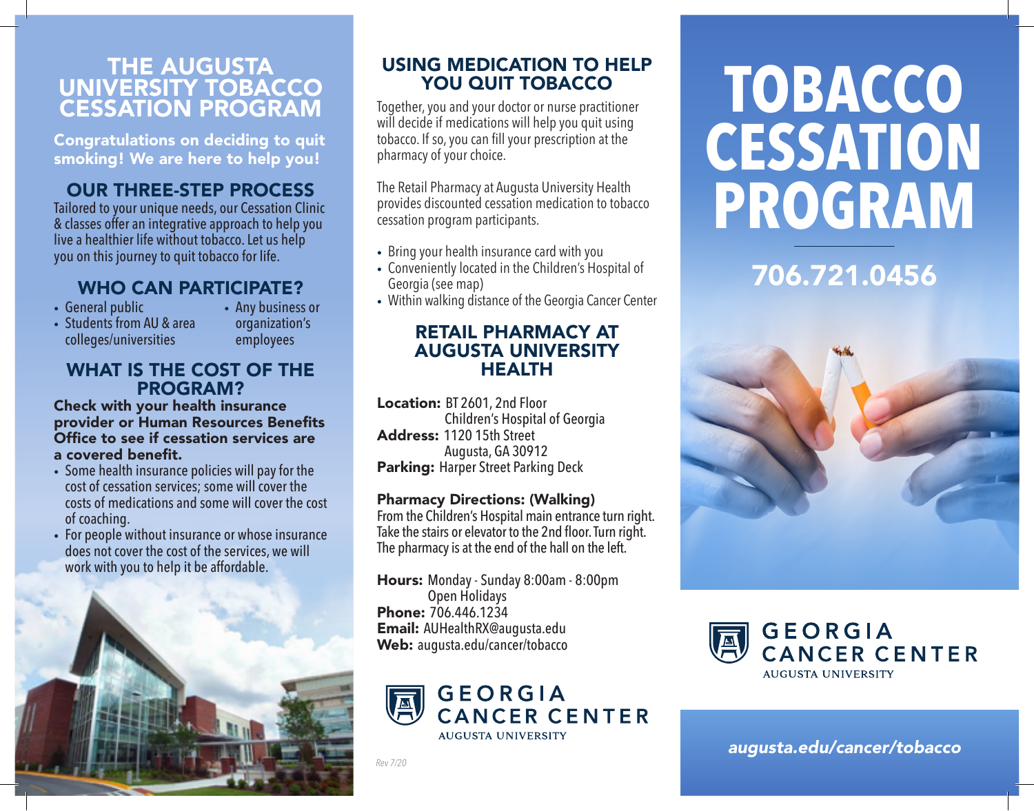# THE AUGUSTA UNIVERSITY TOBACCO CESSATION PROGRAM

**Congratulations on deciding to quit smoking! We are here to help you!**

## OUR THREE-STEP PROCESS

Tailored to your unique needs, our Cessation Clinic & classes offer an integrative approach to help you live a healthier life without tobacco. Let us help you on this journey to quit tobacco for life.

## WHO CAN PARTICIPATE?

- General public
- Students from AU & area colleges/universities
- Any business or organization's employees

## WHAT IS THE COST OF THE PROGRAM?

**Check with your health insurance provider or Human Resources Benefits Office to see if cessation services are a covered benefit.**

- Some health insurance policies will pay for the cost of cessation services; some will cover the costs of medications and some will cover the cost of coaching.
- For people without insurance or whose insurance does not cover the cost of the services, we will work with you to help it be affordable.

## USING MEDICATION TO HELP YOU QUIT TOBACCO

Together, you and your doctor or nurse practitioner will decide if medications will help you quit using tobacco. If so, you can fill your prescription at the pharmacy of your choice.

The Retail Pharmacy at Augusta University Health provides discounted cessation medication to tobacco cessation program participants.

- Bring your health insurance card with you
- Conveniently located in the Children's Hospital of Georgia (see map)
- Within walking distance of the Georgia Cancer Center

## RETAIL PHARMACY AT AUGUSTA UNIVERSITY HEALTH

**Location:** BT 2601, 2nd Floor
Children's Hospital of Georgia
**Address:** 1120 15th Street
Augusta, GA 30912
**Parking:** Harper Street Parking Deck

**Pharmacy Directions: (Walking)**
From the Children's Hospital main entrance turn right. Take the stairs or elevator to the 2nd floor. Turn right. The pharmacy is at the end of the hall on the left.

**Hours:** Monday - Sunday 8:00am - 8:00pm
Open Holidays
**Phone:** 706.446.1234
**Email:** AUHealthRX@augusta.edu
**Web:** augusta.edu/cancer/tobacco

GEORGIA CANCER CENTER
AUGUSTA UNIVERSITY

*Rev 7/20*

# TOBACCO CESSATION PROGRAM

## 706.721.0456

GEORGIA CANCER CENTER
AUGUSTA UNIVERSITY

***augusta.edu/cancer/tobacco***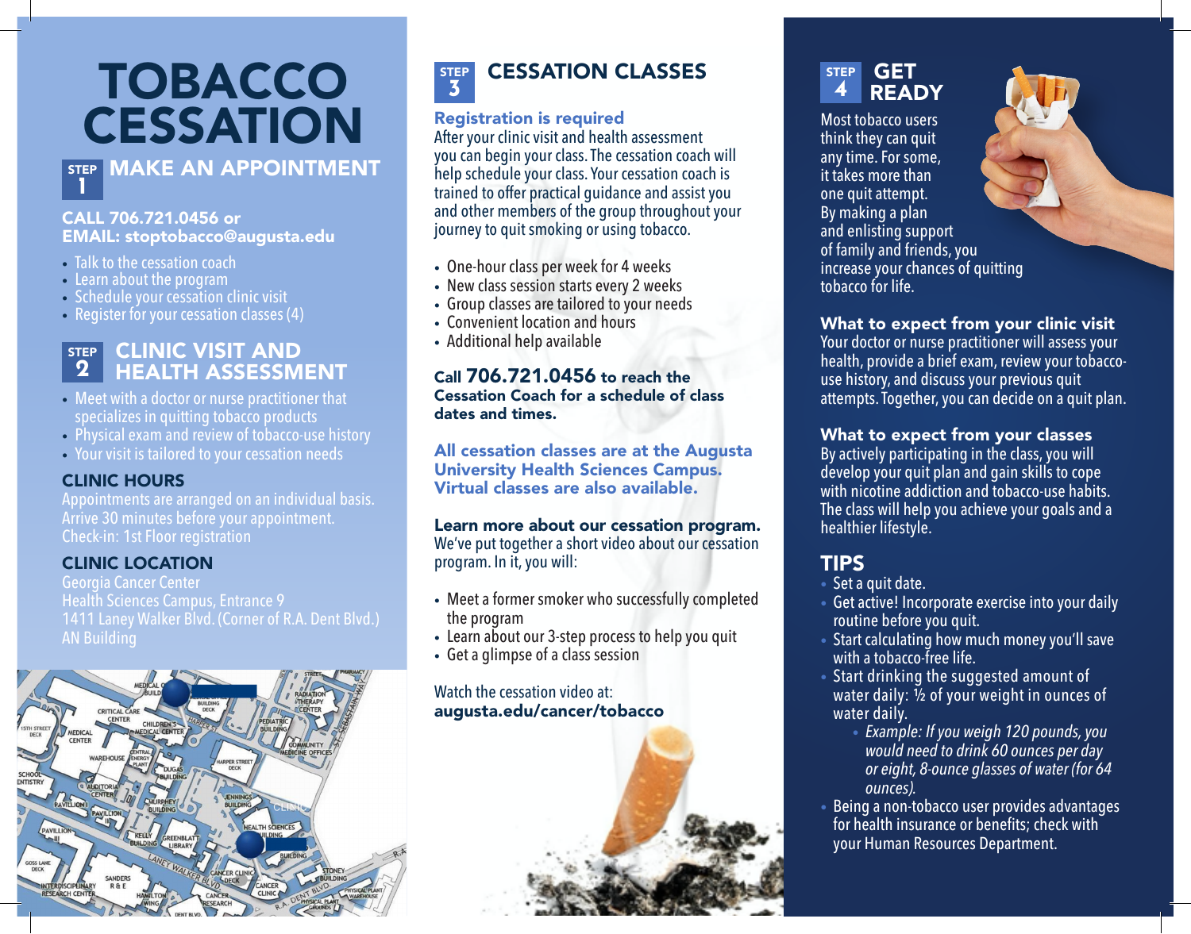# TOBACCO CESSATION

## STEP 1 MAKE AN APPOINTMENT

**CALL 706.721.0456 or**
**EMAIL: stoptobacco@augusta.edu**

- Talk to the cessation coach
- Learn about the program
- Schedule your cessation clinic visit
- Register for your cessation classes (4)

## STEP 2 CLINIC VISIT AND HEALTH ASSESSMENT

- Meet with a doctor or nurse practitioner that specializes in quitting tobacco products
- Physical exam and review of tobacco-use history
- Your visit is tailored to your cessation needs

### CLINIC HOURS

Appointments are arranged on an individual basis.
Arrive 30 minutes before your appointment.
Check-in: 1st Floor registration

### CLINIC LOCATION

Georgia Cancer Center
Health Sciences Campus, Entrance 9
1411 Laney Walker Blvd. (Corner of R.A. Dent Blvd.)
AN Building

## STEP 3 CESSATION CLASSES

**Registration is required**
After your clinic visit and health assessment you can begin your class. The cessation coach will help schedule your class. Your cessation coach is trained to offer practical guidance and assist you and other members of the group throughout your journey to quit smoking or using tobacco.

- One-hour class per week for 4 weeks
- New class session starts every 2 weeks
- Group classes are tailored to your needs
- Convenient location and hours
- Additional help available

**Call 706.721.0456 to reach the Cessation Coach for a schedule of class dates and times.**

**All cessation classes are at the Augusta University Health Sciences Campus. Virtual classes are also available.**

**Learn more about our cessation program.**
We've put together a short video about our cessation program. In it, you will:

- Meet a former smoker who successfully completed the program
- Learn about our 3-step process to help you quit
- Get a glimpse of a class session

Watch the cessation video at:
**augusta.edu/cancer/tobacco**

## STEP 4 GET READY

Most tobacco users think they can quit any time. For some, it takes more than one quit attempt. By making a plan and enlisting support of family and friends, you increase your chances of quitting tobacco for life.

**What to expect from your clinic visit**
Your doctor or nurse practitioner will assess your health, provide a brief exam, review your tobacco-use history, and discuss your previous quit attempts. Together, you can decide on a quit plan.

**What to expect from your classes**
By actively participating in the class, you will develop your quit plan and gain skills to cope with nicotine addiction and tobacco-use habits. The class will help you achieve your goals and a healthier lifestyle.

### TIPS

- Set a quit date.
- Get active! Incorporate exercise into your daily routine before you quit.
- Start calculating how much money you'll save with a tobacco-free life.
- Start drinking the suggested amount of water daily: ½ of your weight in ounces of water daily.
  - *Example: If you weigh 120 pounds, you would need to drink 60 ounces per day or eight, 8-ounce glasses of water (for 64 ounces).*
- Being a non-tobacco user provides advantages for health insurance or benefits; check with your Human Resources Department.